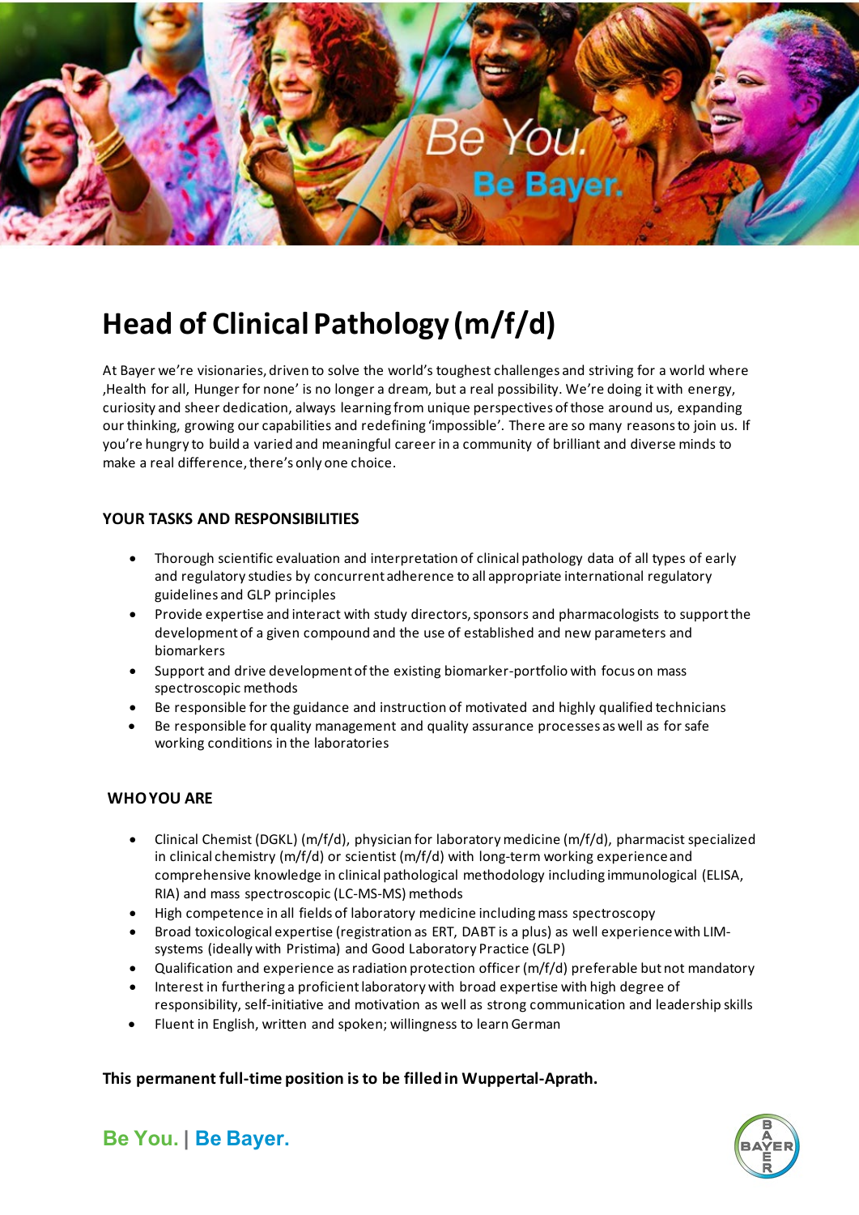# Head of Clinical Pathology (m/f/d)

At Bayer we're visionaries, driven to solve the world's toughest challenges and striving for a world where 'Health for all, Hunger for none' is no longer a dream, but a real possibility. We're doing it with energy, curiosity and sheer dedication, always learning from unique perspectives of those around us, expanding our thinking, growing our capabilities and redefining 'impossible'. There are so many reasons to join us. If you're hungry to build a varied and meaningful career in a community of brilliant and diverse minds to make a real difference, there's only one choice.

## YOUR TASKS AND RESPONSIBILITIES

- Thorough scientific evaluation and interpretation of clinical pathology data of all types of early and regulatory studies by concurrent adherence to all appropriate international regulatory guidelines and GLP principles
- Provide expertise and interact with study directors, sponsors and pharmacologists to support the development of a given compound and the use of established and new parameters and biomarkers
- Support and drive development of the existing biomarker-portfolio with focus on mass spectroscopic methods
- Be responsible for the guidance and instruction of motivated and highly qualified technicians
- Be responsible for quality management and quality assurance processes as well as for safe working conditions in the laboratories

## WHO YOU ARE

- Clinical Chemist (DGKL) (m/f/d), physician for laboratory medicine (m/f/d), pharmacist specialized in clinical chemistry (m/f/d) or scientist (m/f/d) with long-term working experience and comprehensive knowledge in clinical pathological methodology including immunological (ELISA, RIA) and mass spectroscopic (LC-MS-MS) methods
- High competence in all fields of laboratory medicine including mass spectroscopy
- Broad toxicological expertise (registration as ERT, DABT is a plus) as well experience with LIM-systems (ideally with Pristima) and Good Laboratory Practice (GLP)
- Qualification and experience as radiation protection officer (m/f/d) preferable but not mandatory
- Interest in furthering a proficient laboratory with broad expertise with high degree of responsibility, self-initiative and motivation as well as strong communication and leadership skills
- Fluent in English, written and spoken; willingness to learn German

**This permanent full-time position is to be filled in Wuppertal-Aprath.**

**Be You. | Be Bayer.**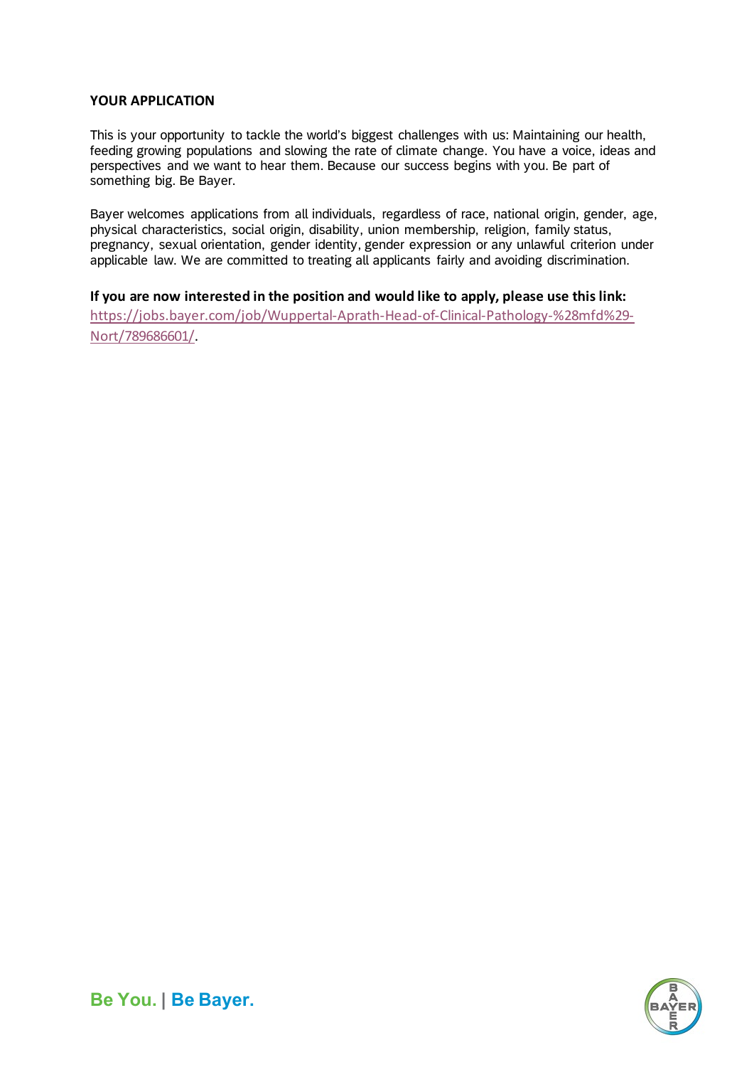## YOUR APPLICATION

This is your opportunity to tackle the world's biggest challenges with us: Maintaining our health, feeding growing populations and slowing the rate of climate change. You have a voice, ideas and perspectives and we want to hear them. Because our success begins with you. Be part of something big. Be Bayer.

Bayer welcomes applications from all individuals, regardless of race, national origin, gender, age, physical characteristics, social origin, disability, union membership, religion, family status, pregnancy, sexual orientation, gender identity, gender expression or any unlawful criterion under applicable law. We are committed to treating all applicants fairly and avoiding discrimination.

**If you are now interested in the position and would like to apply, please use this link:**
[https://jobs.bayer.com/job/Wuppertal-Aprath-Head-of-Clinical-Pathology-%28mfd%29-Nort/789686601/](https://jobs.bayer.com/job/Wuppertal-Aprath-Head-of-Clinical-Pathology-%28mfd%29-Nort/789686601/).

**Be You. | Be Bayer.**